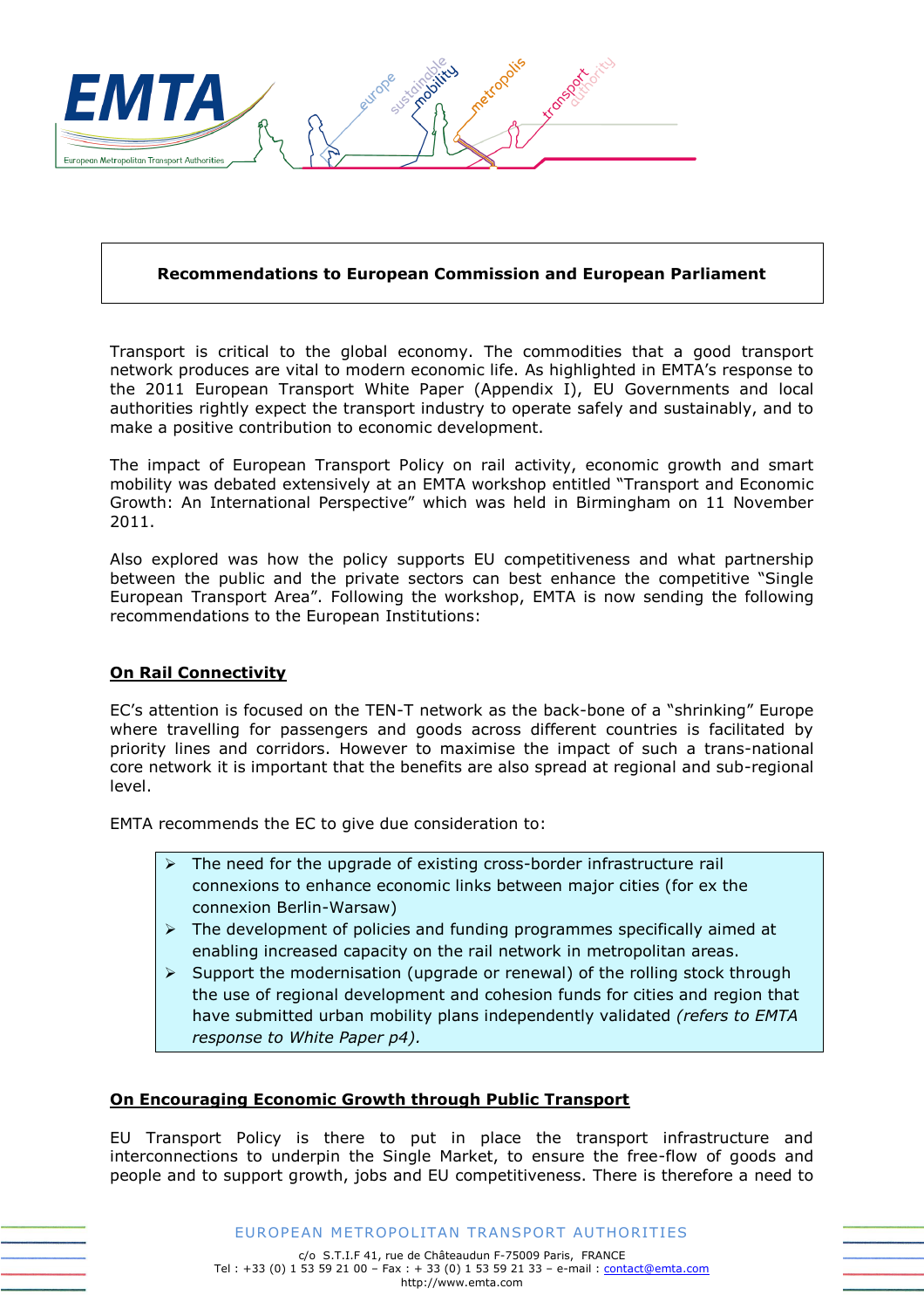**Recommendations to European Commission and European Parliament**

Transport is critical to the global economy. The commodities that a good transport network produces are vital to modern economic life. As highlighted in EMTA's response to the 2011 European Transport White Paper (Appendix I), EU Governments and local authorities rightly expect the transport industry to operate safely and sustainably, and to make a positive contribution to economic development.

The impact of European Transport Policy on rail activity, economic growth and smart mobility was debated extensively at an EMTA workshop entitled "Transport and Economic Growth: An International Perspective" which was held in Birmingham on 11 November 2011.

Also explored was how the policy supports EU competitiveness and what partnership between the public and the private sectors can best enhance the competitive "Single European Transport Area". Following the workshop, EMTA is now sending the following recommendations to the European Institutions:

## On Rail Connectivity

EC's attention is focused on the TEN-T network as the back-bone of a "shrinking" Europe where travelling for passengers and goods across different countries is facilitated by priority lines and corridors. However to maximise the impact of such a trans-national core network it is important that the benefits are also spread at regional and sub-regional level.

EMTA recommends the EC to give due consideration to:

- The need for the upgrade of existing cross-border infrastructure rail connexions to enhance economic links between major cities (for ex the connexion Berlin-Warsaw)
- The development of policies and funding programmes specifically aimed at enabling increased capacity on the rail network in metropolitan areas.
- Support the modernisation (upgrade or renewal) of the rolling stock through the use of regional development and cohesion funds for cities and region that have submitted urban mobility plans independently validated *(refers to EMTA response to White Paper p4).*

## On Encouraging Economic Growth through Public Transport

EU Transport Policy is there to put in place the transport infrastructure and interconnections to underpin the Single Market, to ensure the free-flow of goods and people and to support growth, jobs and EU competitiveness. There is therefore a need to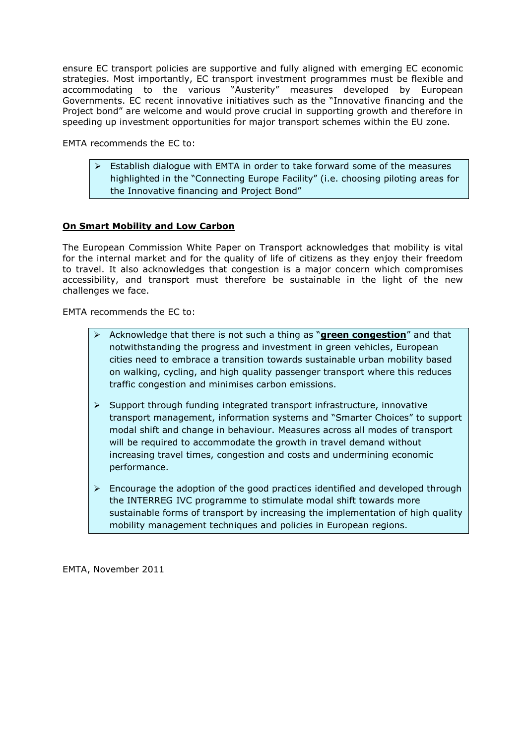ensure EC transport policies are supportive and fully aligned with emerging EC economic strategies. Most importantly, EC transport investment programmes must be flexible and accommodating to the various "Austerity" measures developed by European Governments. EC recent innovative initiatives such as the "Innovative financing and the Project bond" are welcome and would prove crucial in supporting growth and therefore in speeding up investment opportunities for major transport schemes within the EU zone.

EMTA recommends the EC to:

- Establish dialogue with EMTA in order to take forward some of the measures highlighted in the "Connecting Europe Facility" (i.e. choosing piloting areas for the Innovative financing and Project Bond"

## On Smart Mobility and Low Carbon

The European Commission White Paper on Transport acknowledges that mobility is vital for the internal market and for the quality of life of citizens as they enjoy their freedom to travel. It also acknowledges that congestion is a major concern which compromises accessibility, and transport must therefore be sustainable in the light of the new challenges we face.

EMTA recommends the EC to:

- Acknowledge that there is not such a thing as "**green congestion**" and that notwithstanding the progress and investment in green vehicles, European cities need to embrace a transition towards sustainable urban mobility based on walking, cycling, and high quality passenger transport where this reduces traffic congestion and minimises carbon emissions.
- Support through funding integrated transport infrastructure, innovative transport management, information systems and "Smarter Choices" to support modal shift and change in behaviour. Measures across all modes of transport will be required to accommodate the growth in travel demand without increasing travel times, congestion and costs and undermining economic performance.
- Encourage the adoption of the good practices identified and developed through the INTERREG IVC programme to stimulate modal shift towards more sustainable forms of transport by increasing the implementation of high quality mobility management techniques and policies in European regions.

EMTA, November 2011